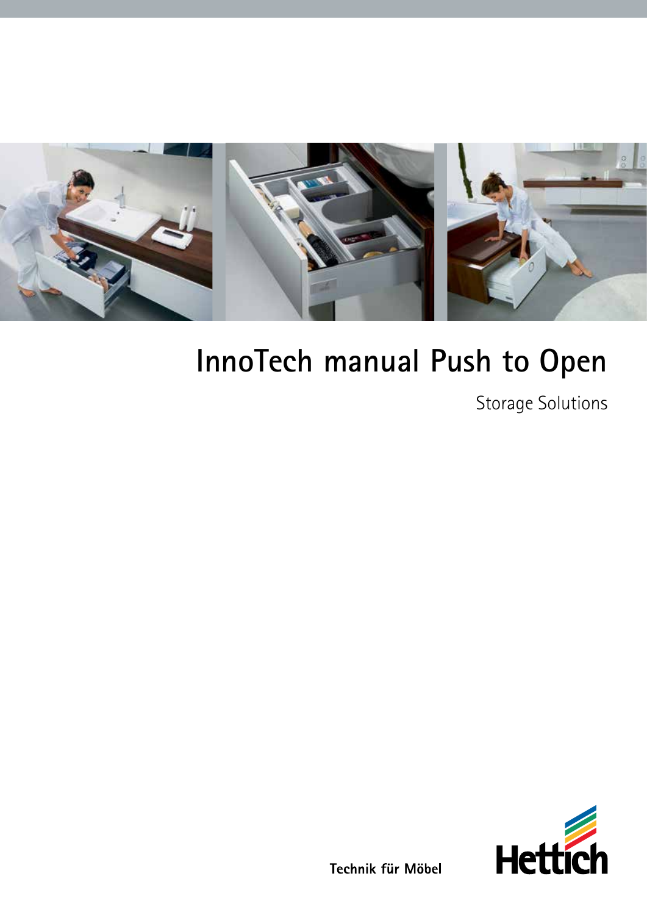# InnoTech manual Push to Open

Storage Solutions

Technik für Möbel

Hettich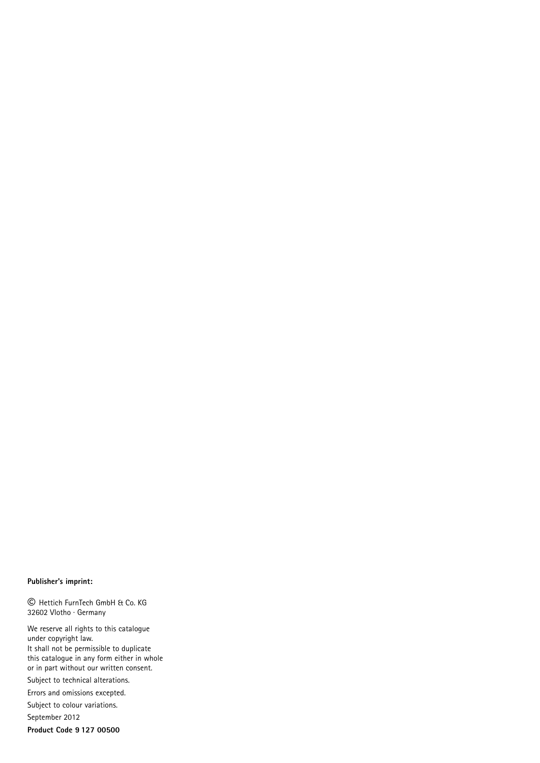**Publisher's imprint:**

© Hettich FurnTech GmbH & Co. KG
32602 Vlotho · Germany

We reserve all rights to this catalogue under copyright law.
It shall not be permissible to duplicate this catalogue in any form either in whole or in part without our written consent.

Subject to technical alterations.

Errors and omissions excepted.

Subject to colour variations.

September 2012

**Product Code 9 127 00500**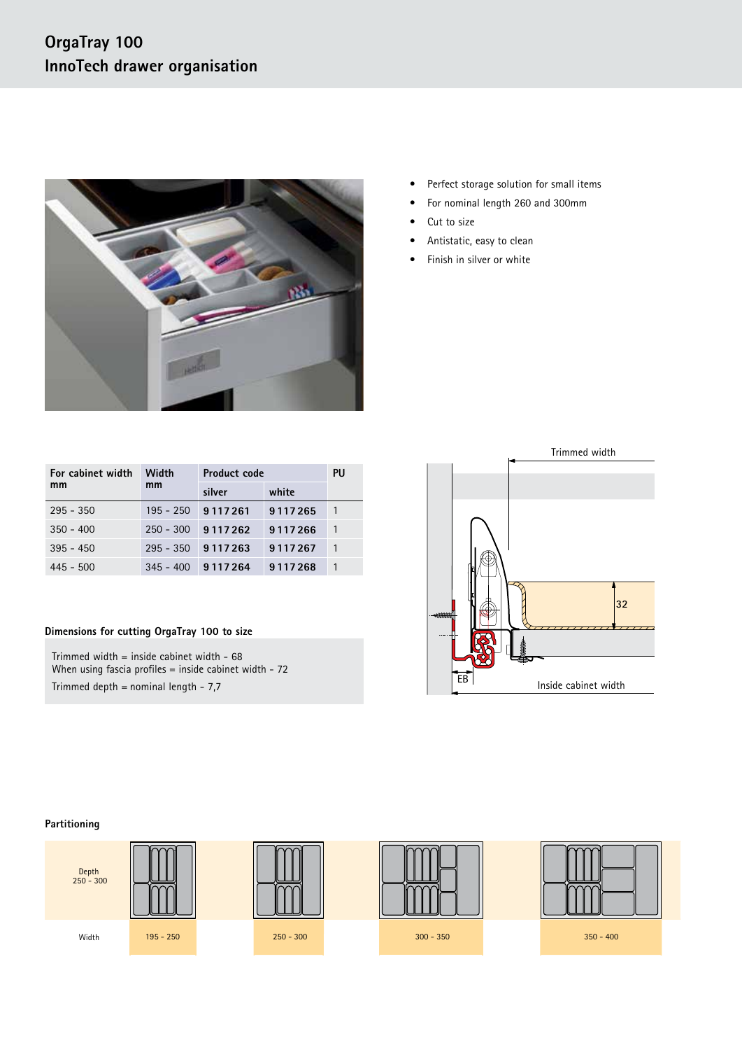# OrgaTray 100
## InnoTech drawer organisation

- Perfect storage solution for small items
- For nominal length 260 and 300mm
- Cut to size
- Antistatic, easy to clean
- Finish in silver or white

| For cabinet width mm | Width mm | Product code | | PU |
|---|---|---|---|---|
| | | silver | white | |
| 295 - 350 | 195 - 250 | 9 117 261 | 9 117 265 | 1 |
| 350 - 400 | 250 - 300 | 9 117 262 | 9 117 266 | 1 |
| 395 - 450 | 295 - 350 | 9 117 263 | 9 117 267 | 1 |
| 445 - 500 | 345 - 400 | 9 117 264 | 9 117 268 | 1 |

Trimmed width

32

EB

Inside cabinet width

**Dimensions for cutting OrgaTray 100 to size**

Trimmed width = inside cabinet width - 68
When using fascia profiles = inside cabinet width - 72

Trimmed depth = nominal length - 7,7

**Partitioning**

| Depth 250 - 300 | | | | |
|---|---|---|---|---|
| Width | 195 - 250 | 250 - 300 | 300 - 350 | 350 - 400 |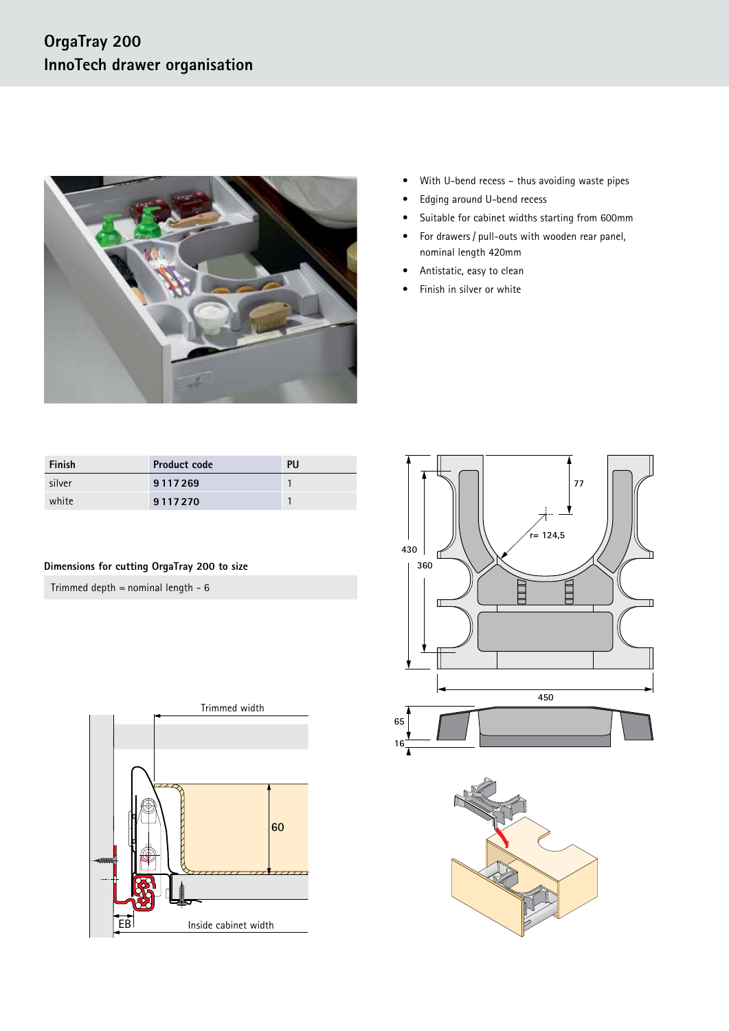# OrgaTray 200
## InnoTech drawer organisation

- With U-bend recess – thus avoiding waste pipes
- Edging around U-bend recess
- Suitable for cabinet widths starting from 600mm
- For drawers / pull-outs with wooden rear panel, nominal length 420mm
- Antistatic, easy to clean
- Finish in silver or white

| Finish | Product code | PU |
|---|---|---|
| silver | **9 117 269** | 1 |
| white | **9 117 270** | 1 |

**Dimensions for cutting OrgaTray 200 to size**

Trimmed depth = nominal length - 6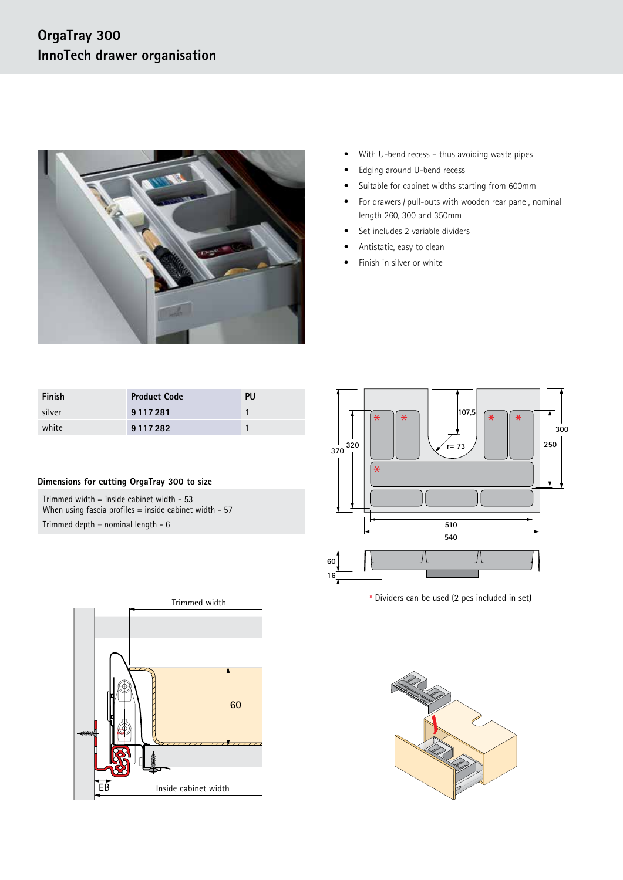# OrgaTray 300
## InnoTech drawer organisation

- With U-bend recess – thus avoiding waste pipes
- Edging around U-bend recess
- Suitable for cabinet widths starting from 600mm
- For drawers / pull-outs with wooden rear panel, nominal length 260, 300 and 350mm
- Set includes 2 variable dividers
- Antistatic, easy to clean
- Finish in silver or white

| Finish | Product Code | PU |
|---|---|---|
| silver | 9 117 281 | 1 |
| white | 9 117 282 | 1 |

**Dimensions for cutting OrgaTray 300 to size**

Trimmed width = inside cabinet width - 53
When using fascia profiles = inside cabinet width - 57

Trimmed depth = nominal length - 6

370 320 107,5 r= 73 300 250 510 540 60 16

* Dividers can be used (2 pcs included in set)

Trimmed width 60 EB Inside cabinet width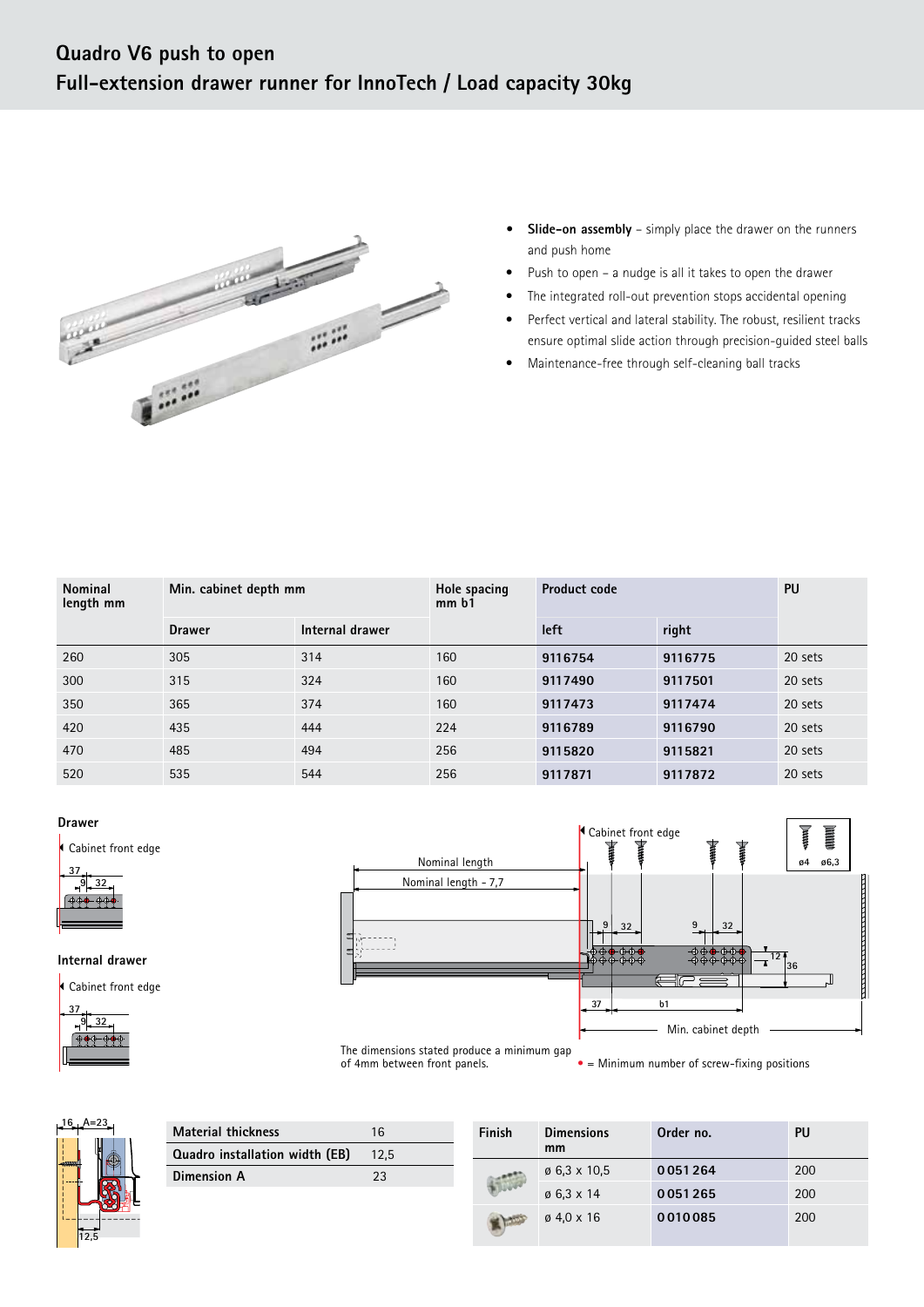# Quadro V6 push to open
## Full-extension drawer runner for InnoTech / Load capacity 30kg

- **Slide-on assembly** – simply place the drawer on the runners and push home
- Push to open – a nudge is all it takes to open the drawer
- The integrated roll-out prevention stops accidental opening
- Perfect vertical and lateral stability. The robust, resilient tracks ensure optimal slide action through precision-guided steel balls
- Maintenance-free through self-cleaning ball tracks

| Nominal length mm | Min. cabinet depth mm | | Hole spacing mm b1 | Product code | | PU |
|---|---|---|---|---|---|---|
| | Drawer | Internal drawer | | left | right | |
| 260 | 305 | 314 | 160 | **9116754** | **9116775** | 20 sets |
| 300 | 315 | 324 | 160 | **9117490** | **9117501** | 20 sets |
| 350 | 365 | 374 | 160 | **9117473** | **9117474** | 20 sets |
| 420 | 435 | 444 | 224 | **9116789** | **9116790** | 20 sets |
| 470 | 485 | 494 | 256 | **9115820** | **9115821** | 20 sets |
| 520 | 535 | 544 | 256 | **9117871** | **9117872** | 20 sets |

**Drawer**

Cabinet front edge

37, 9, 32

**Internal drawer**

Cabinet front edge

37, 9, 32

Cabinet front edge

Nominal length

Nominal length - 7,7

9, 32, 9, 32, 12, 36, 37, b1

Min. cabinet depth

ø4, ø6,3

The dimensions stated produce a minimum gap of 4mm between front panels.

• = Minimum number of screw-fixing positions

16, A=23, 12,5

| Material thickness | 16 |
|---|---|
| Quadro installation width (EB) | 12,5 |
| Dimension A | 23 |

| Finish | Dimensions mm | Order no. | PU |
|---|---|---|---|
| | ø 6,3 x 10,5 | **0051264** | 200 |
| | ø 6,3 x 14 | **0051265** | 200 |
| | ø 4,0 x 16 | **0010085** | 200 |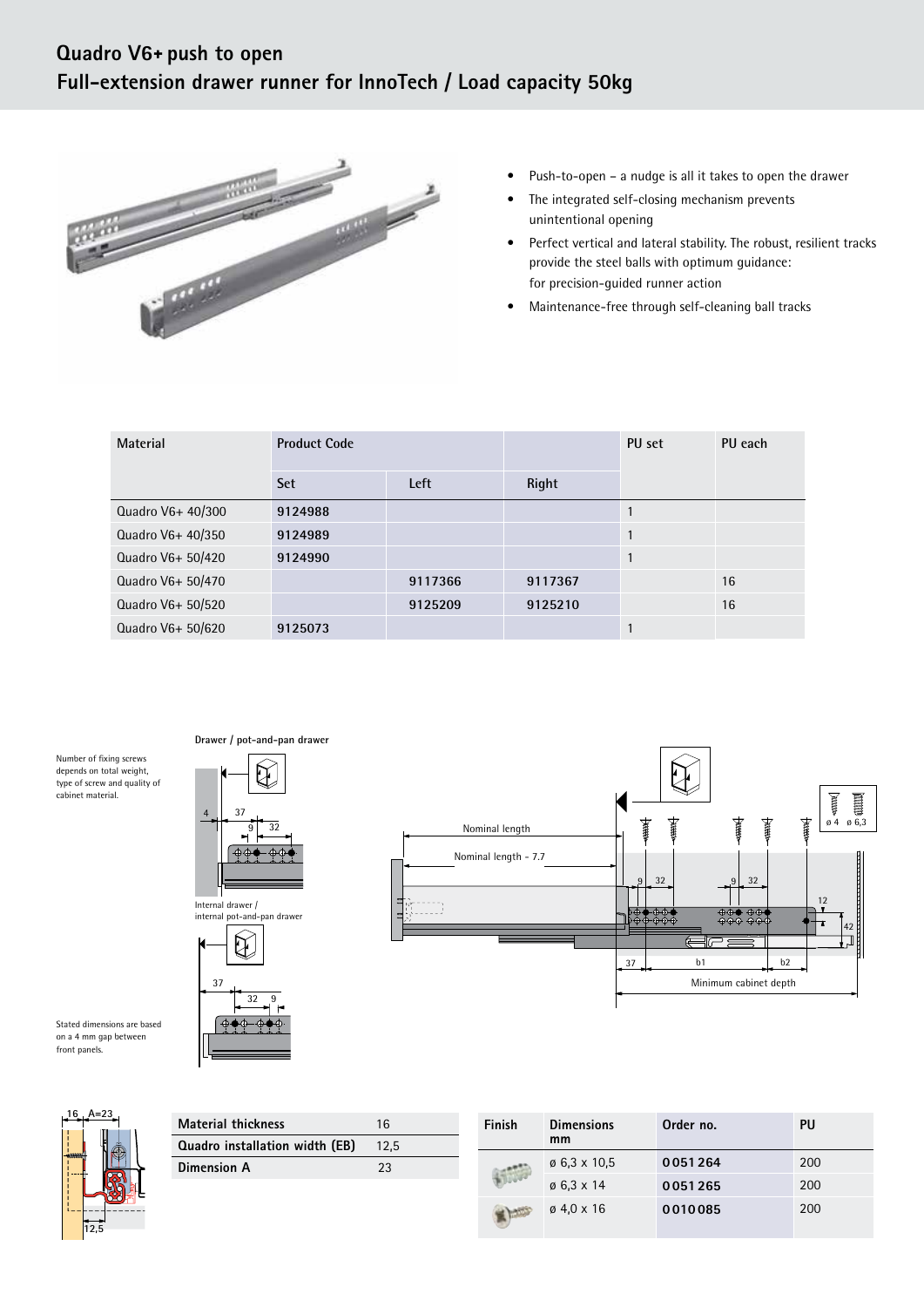# Quadro V6+ push to open
## Full-extension drawer runner for InnoTech / Load capacity 50kg

- Push-to-open – a nudge is all it takes to open the drawer
- The integrated self-closing mechanism prevents unintentional opening
- Perfect vertical and lateral stability. The robust, resilient tracks provide the steel balls with optimum guidance: for precision-guided runner action
- Maintenance-free through self-cleaning ball tracks

| Material | Product Code | | | PU set | PU each |
|---|---|---|---|---|---|
| | Set | Left | Right | | |
| Quadro V6+ 40/300 | 9124988 | | | 1 | |
| Quadro V6+ 40/350 | 9124989 | | | 1 | |
| Quadro V6+ 50/420 | 9124990 | | | 1 | |
| Quadro V6+ 50/470 | | 9117366 | 9117367 | | 16 |
| Quadro V6+ 50/520 | | 9125209 | 9125210 | | 16 |
| Quadro V6+ 50/620 | 9125073 | | | 1 | |

Number of fixing screws depends on total weight, type of screw and quality of cabinet material.

Drawer / pot-and-pan drawer

Internal drawer / internal pot-and-pan drawer

Stated dimensions are based on a 4 mm gap between front panels.

Nominal length

Nominal length - 7.7

Minimum cabinet depth

| Material thickness | 16 |
|---|---|
| Quadro installation width (EB) | 12,5 |
| Dimension A | 23 |

| Finish | Dimensions mm | Order no. | PU |
|---|---|---|---|
| | ø 6,3 x 10,5 | 0051264 | 200 |
| | ø 6,3 x 14 | 0051265 | 200 |
| | ø 4,0 x 16 | 0010085 | 200 |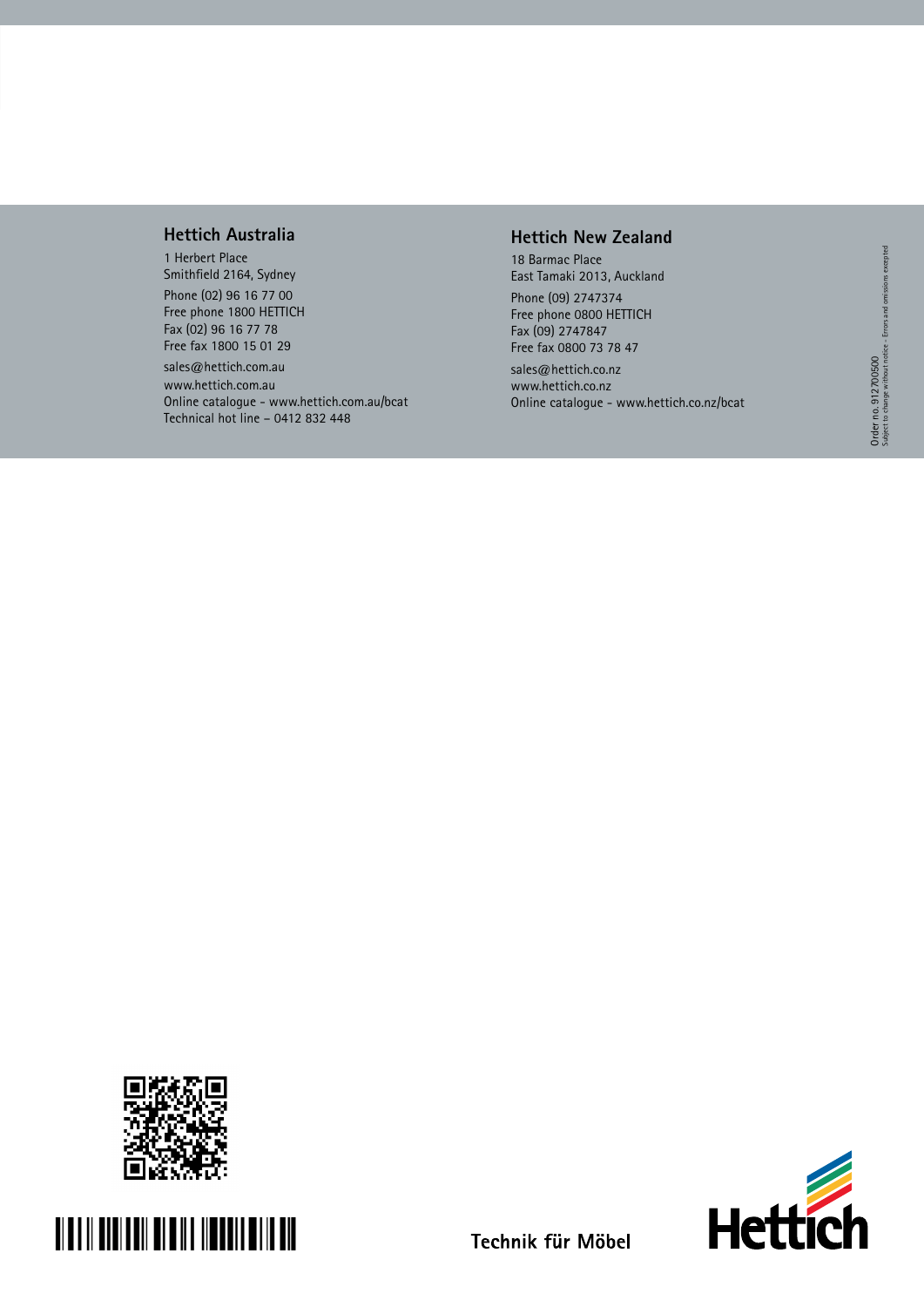## Hettich Australia

1 Herbert Place
Smithfield 2164, Sydney

Phone (02) 96 16 77 00
Free phone 1800 HETTICH
Fax (02) 96 16 77 78
Free fax 1800 15 01 29

sales@hettich.com.au
www.hettich.com.au
Online catalogue - www.hettich.com.au/bcat
Technical hot line – 0412 832 448

## Hettich New Zealand

18 Barmac Place
East Tamaki 2013, Auckland

Phone (09) 2747374
Free phone 0800 HETTICH
Fax (09) 2747847
Free fax 0800 73 78 47

sales@hettich.co.nz
www.hettich.co.nz
Online catalogue - www.hettich.co.nz/bcat

Order no. 912700500
Subject to change without notice - Errors and omissions excepted

Technik für Möbel

Hettich